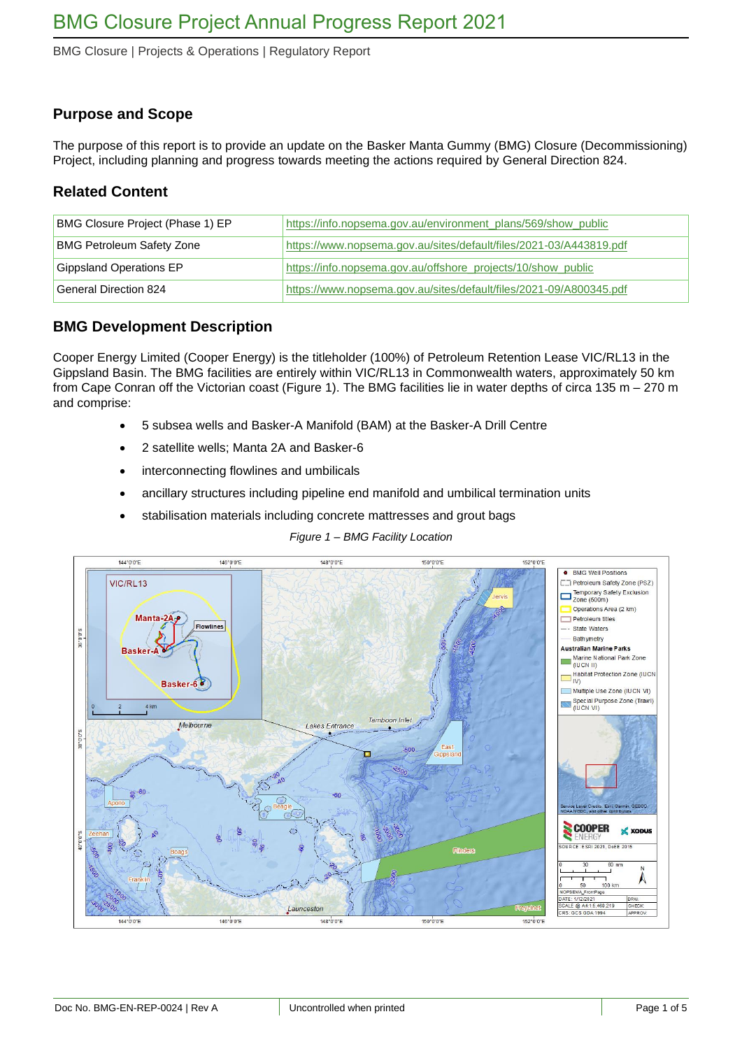# BMG Closure Project Annual Progress Report 2021

BMG Closure | Projects & Operations | Regulatory Report

## Purpose and Scope

The purpose of this report is to provide an update on the Basker Manta Gummy (BMG) Closure (Decommissioning) Project, including planning and progress towards meeting the actions required by General Direction 824.

## Related Content

| | |
|---|---|
| BMG Closure Project (Phase 1) EP | https://info.nopsema.gov.au/environment_plans/569/show_public |
| BMG Petroleum Safety Zone | https://www.nopsema.gov.au/sites/default/files/2021-03/A443819.pdf |
| Gippsland Operations EP | https://info.nopsema.gov.au/offshore_projects/10/show_public |
| General Direction 824 | https://www.nopsema.gov.au/sites/default/files/2021-09/A800345.pdf |

## BMG Development Description

Cooper Energy Limited (Cooper Energy) is the titleholder (100%) of Petroleum Retention Lease VIC/RL13 in the Gippsland Basin. The BMG facilities are entirely within VIC/RL13 in Commonwealth waters, approximately 50 km from Cape Conran off the Victorian coast (Figure 1). The BMG facilities lie in water depths of circa 135 m – 270 m and comprise:

- 5 subsea wells and Basker-A Manifold (BAM) at the Basker-A Drill Centre
- 2 satellite wells; Manta 2A and Basker-6
- interconnecting flowlines and umbilicals
- ancillary structures including pipeline end manifold and umbilical termination units
- stabilisation materials including concrete mattresses and grout bags

*Figure 1 – BMG Facility Location*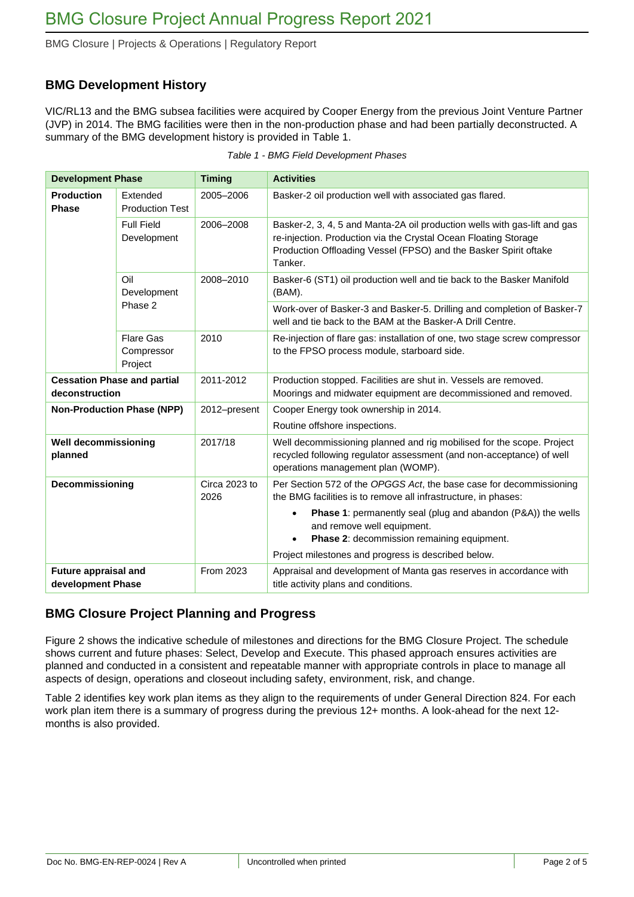## BMG Development History

VIC/RL13 and the BMG subsea facilities were acquired by Cooper Energy from the previous Joint Venture Partner (JVP) in 2014. The BMG facilities were then in the non-production phase and had been partially deconstructed. A summary of the BMG development history is provided in Table 1.

*Table 1 - BMG Field Development Phases*

| Development Phase | | Timing | Activities |
|---|---|---|---|
| **Production Phase** | Extended Production Test | 2005–2006 | Basker-2 oil production well with associated gas flared. |
| | Full Field Development | 2006–2008 | Basker-2, 3, 4, 5 and Manta-2A oil production wells with gas-lift and gas re-injection. Production via the Crystal Ocean Floating Storage Production Offloading Vessel (FPSO) and the Basker Spirit oftake Tanker. |
| | Oil Development Phase 2 | 2008–2010 | Basker-6 (ST1) oil production well and tie back to the Basker Manifold (BAM). |
| | | | Work-over of Basker-3 and Basker-5. Drilling and completion of Basker-7 well and tie back to the BAM at the Basker-A Drill Centre. |
| | Flare Gas Compressor Project | 2010 | Re-injection of flare gas: installation of one, two stage screw compressor to the FPSO process module, starboard side. |
| **Cessation Phase and partial deconstruction** | | 2011-2012 | Production stopped. Facilities are shut in. Vessels are removed. Moorings and midwater equipment are decommissioned and removed. |
| **Non-Production Phase (NPP)** | | 2012–present | Cooper Energy took ownership in 2014.<br>Routine offshore inspections. |
| **Well decommissioning planned** | | 2017/18 | Well decommissioning planned and rig mobilised for the scope. Project recycled following regulator assessment (and non-acceptance) of well operations management plan (WOMP). |
| **Decommissioning** | | Circa 2023 to 2026 | Per Section 572 of the *OPGGS Act*, the base case for decommissioning the BMG facilities is to remove all infrastructure, in phases:<br>• **Phase 1**: permanently seal (plug and abandon (P&A)) the wells and remove well equipment.<br>• **Phase 2**: decommission remaining equipment.<br>Project milestones and progress is described below. |
| **Future appraisal and development Phase** | | From 2023 | Appraisal and development of Manta gas reserves in accordance with title activity plans and conditions. |

## BMG Closure Project Planning and Progress

Figure 2 shows the indicative schedule of milestones and directions for the BMG Closure Project. The schedule shows current and future phases: Select, Develop and Execute. This phased approach ensures activities are planned and conducted in a consistent and repeatable manner with appropriate controls in place to manage all aspects of design, operations and closeout including safety, environment, risk, and change.

Table 2 identifies key work plan items as they align to the requirements of under General Direction 824. For each work plan item there is a summary of progress during the previous 12+ months. A look-ahead for the next 12-months is also provided.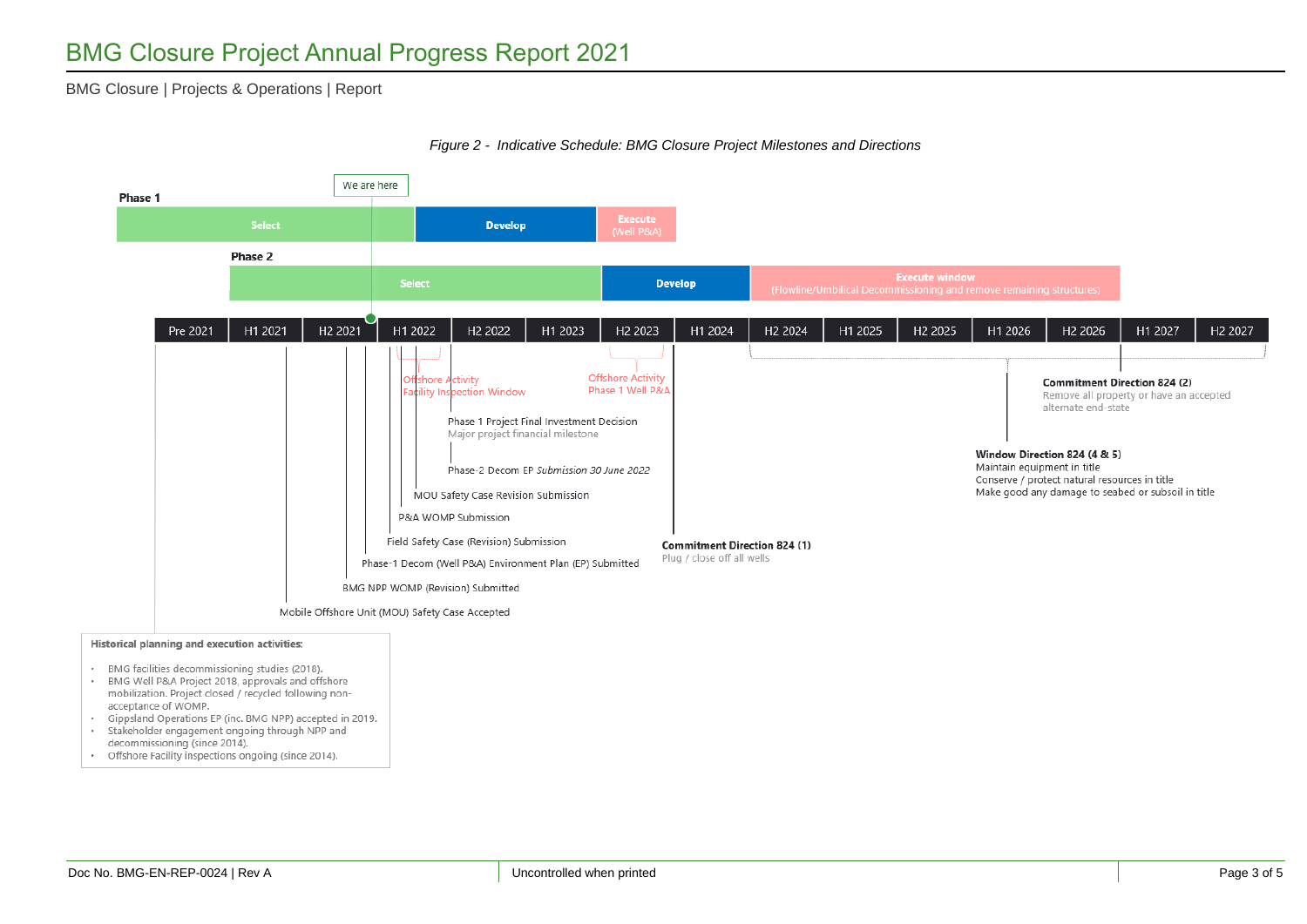*Figure 2 - Indicative Schedule: BMG Closure Project Milestones and Directions*

We are here

**Phase 1**

| Select | Develop | Execute (Well P&A) |
|---|---|---|

**Phase 2**

| Select | Develop | Execute window (Flowline/Umbilical Decommissioning and remove remaining structures) |
|---|---|---|

| Pre 2021 | H1 2021 | H2 2021 | H1 2022 | H2 2022 | H1 2023 | H2 2023 | H1 2024 | H2 2024 | H1 2025 | H2 2025 | H1 2026 | H2 2026 | H1 2027 | H2 2027 |
|---|---|---|---|---|---|---|---|---|---|---|---|---|---|---|

Offshore Activity
Facility Inspection Window

Offshore Activity
Phase 1 Well P&A

Phase 1 Project Final Investment Decision
Major project financial milestone

Phase-2 Decom EP *Submission 30 June 2022*

MOU Safety Case Revision Submission

P&A WOMP Submission

Field Safety Case (Revision) Submission

Phase-1 Decom (Well P&A) Environment Plan (EP) Submitted

BMG NPP WOMP (Revision) Submitted

Mobile Offshore Unit (MOU) Safety Case Accepted

**Commitment Direction 824 (1)**
Plug / close off all wells

**Commitment Direction 824 (2)**
Remove all property or have an accepted alternate end-state

**Window Direction 824 (4 & 5)**
Maintain equipment in title
Conserve / protect natural resources in title
Make good any damage to seabed or subsoil in title

**Historical planning and execution activities:**

- BMG facilities decommissioning studies (2018).
- BMG Well P&A Project 2018, approvals and offshore mobilization. Project closed / recycled following non-acceptance of WOMP.
- Gippsland Operations EP (inc. BMG NPP) accepted in 2019.
- Stakeholder engagement ongoing through NPP and decommissioning (since 2014).
- Offshore Facility inspections ongoing (since 2014).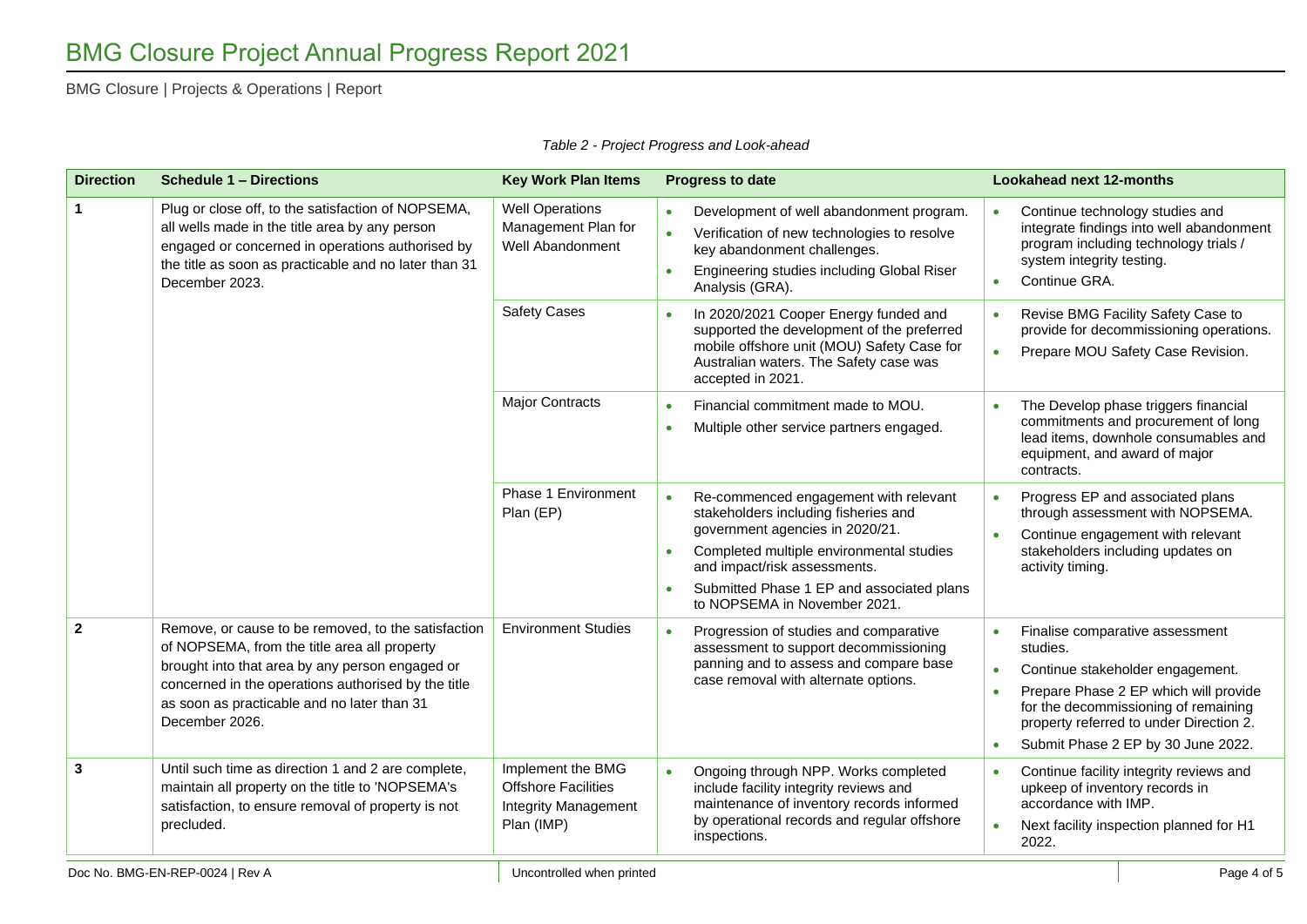*Table 2 - Project Progress and Look-ahead*

| Direction | Schedule 1 – Directions | Key Work Plan Items | Progress to date | Lookahead next 12-months |
|---|---|---|---|---|
| 1 | Plug or close off, to the satisfaction of NOPSEMA, all wells made in the title area by any person engaged or concerned in operations authorised by the title as soon as practicable and no later than 31 December 2023. | Well Operations Management Plan for Well Abandonment | • Development of well abandonment program.<br>• Verification of new technologies to resolve key abandonment challenges.<br>• Engineering studies including Global Riser Analysis (GRA). | • Continue technology studies and integrate findings into well abandonment program including technology trials / system integrity testing.<br>• Continue GRA. |
| | | Safety Cases | • In 2020/2021 Cooper Energy funded and supported the development of the preferred mobile offshore unit (MOU) Safety Case for Australian waters. The Safety case was accepted in 2021. | • Revise BMG Facility Safety Case to provide for decommissioning operations.<br>• Prepare MOU Safety Case Revision. |
| | | Major Contracts | • Financial commitment made to MOU.<br>• Multiple other service partners engaged. | • The Develop phase triggers financial commitments and procurement of long lead items, downhole consumables and equipment, and award of major contracts. |
| | | Phase 1 Environment Plan (EP) | • Re-commenced engagement with relevant stakeholders including fisheries and government agencies in 2020/21.<br>• Completed multiple environmental studies and impact/risk assessments.<br>• Submitted Phase 1 EP and associated plans to NOPSEMA in November 2021. | • Progress EP and associated plans through assessment with NOPSEMA.<br>• Continue engagement with relevant stakeholders including updates on activity timing. |
| 2 | Remove, or cause to be removed, to the satisfaction of NOPSEMA, from the title area all property brought into that area by any person engaged or concerned in the operations authorised by the title as soon as practicable and no later than 31 December 2026. | Environment Studies | • Progression of studies and comparative assessment to support decommissioning panning and to assess and compare base case removal with alternate options. | • Finalise comparative assessment studies.<br>• Continue stakeholder engagement.<br>• Prepare Phase 2 EP which will provide for the decommissioning of remaining property referred to under Direction 2.<br>• Submit Phase 2 EP by 30 June 2022. |
| 3 | Until such time as direction 1 and 2 are complete, maintain all property on the title to 'NOPSEMA's satisfaction, to ensure removal of property is not precluded. | Implement the BMG Offshore Facilities Integrity Management Plan (IMP) | • Ongoing through NPP. Works completed include facility integrity reviews and maintenance of inventory records informed by operational records and regular offshore inspections. | • Continue facility integrity reviews and upkeep of inventory records in accordance with IMP.<br>• Next facility inspection planned for H1 2022. |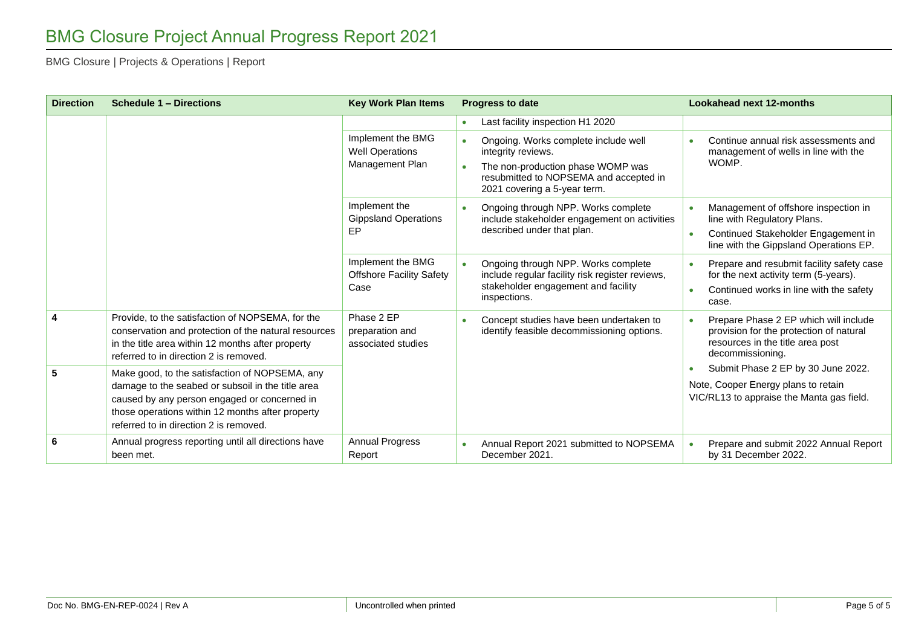| Direction | Schedule 1 – Directions | Key Work Plan Items | Progress to date | Lookahead next 12-months |
|---|---|---|---|---|
| | | | • Last facility inspection H1 2020 | |
| | | Implement the BMG Well Operations Management Plan | • Ongoing. Works complete include well integrity reviews.<br>• The non-production phase WOMP was resubmitted to NOPSEMA and accepted in 2021 covering a 5-year term. | • Continue annual risk assessments and management of wells in line with the WOMP. |
| | | Implement the Gippsland Operations EP | • Ongoing through NPP. Works complete include stakeholder engagement on activities described under that plan. | • Management of offshore inspection in line with Regulatory Plans.<br>• Continued Stakeholder Engagement in line with the Gippsland Operations EP. |
| | | Implement the BMG Offshore Facility Safety Case | • Ongoing through NPP. Works complete include regular facility risk register reviews, stakeholder engagement and facility inspections. | • Prepare and resubmit facility safety case for the next activity term (5-years).<br>• Continued works in line with the safety case. |
| 4 | Provide, to the satisfaction of NOPSEMA, for the conservation and protection of the natural resources in the title area within 12 months after property referred to in direction 2 is removed. | Phase 2 EP preparation and associated studies | • Concept studies have been undertaken to identify feasible decommissioning options. | • Prepare Phase 2 EP which will include provision for the protection of natural resources in the title area post decommissioning.<br>• Submit Phase 2 EP by 30 June 2022.<br>Note, Cooper Energy plans to retain VIC/RL13 to appraise the Manta gas field. |
| 5 | Make good, to the satisfaction of NOPSEMA, any damage to the seabed or subsoil in the title area caused by any person engaged or concerned in those operations within 12 months after property referred to in direction 2 is removed. | | | |
| 6 | Annual progress reporting until all directions have been met. | Annual Progress Report | • Annual Report 2021 submitted to NOPSEMA December 2021. | • Prepare and submit 2022 Annual Report by 31 December 2022. |